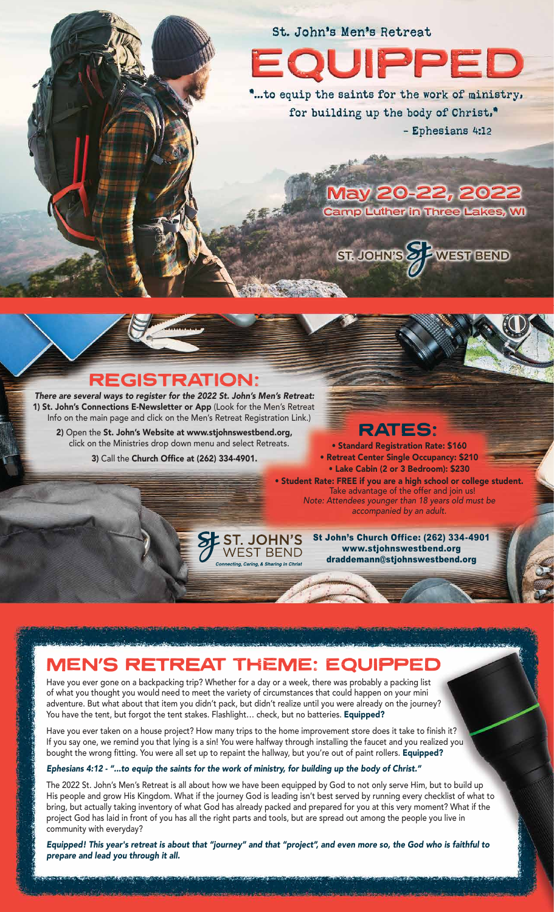St. John's Men's Retreat

# EQUIPPED

"...to equip the saints for the work of ministry, for building up the body of Christ,"
- Ephesians 4:12

**May 20-22, 2022**
Camp Luther in Three Lakes, WI

ST. JOHN'S WEST BEND

## REGISTRATION:

***There are several ways to register for the 2022 St. John's Men's Retreat:***

**1) St. John's Connections E-Newsletter or App** (Look for the Men's Retreat Info on the main page and click on the Men's Retreat Registration Link.)

**2)** Open the **St. John's Website at www.stjohnswestbend.org,** click on the Ministries drop down menu and select Retreats.

**3)** Call the **Church Office at (262) 334-4901.**

## RATES:

- **Standard Registration Rate: $160**
- **Retreat Center Single Occupancy: $210**
- **Lake Cabin (2 or 3 Bedroom): $230**
- **Student Rate: FREE if you are a high school or college student.** Take advantage of the offer and join us!

*Note: Attendees younger than 18 years old must be accompanied by an adult.*

ST. JOHN'S WEST BEND
*Connecting, Caring, & Sharing in Christ*

**St John's Church Office: (262) 334-4901**
**www.stjohnswestbend.org**
**draddemann@stjohnswestbend.org**

## MEN'S RETREAT THEME: EQUIPPED

Have you ever gone on a backpacking trip? Whether for a day or a week, there was probably a packing list of what you thought you would need to meet the variety of circumstances that could happen on your mini adventure. But what about that item you didn't pack, but didn't realize until you were already on the journey? You have the tent, but forgot the tent stakes. Flashlight… check, but no batteries. **Equipped?**

Have you ever taken on a house project? How many trips to the home improvement store does it take to finish it? If you say one, we remind you that lying is a sin! You were halfway through installing the faucet and you realized you bought the wrong fitting. You were all set up to repaint the hallway, but you're out of paint rollers. **Equipped?**

***Ephesians 4:12 - "...to equip the saints for the work of ministry, for building up the body of Christ."***

The 2022 St. John's Men's Retreat is all about how we have been equipped by God to not only serve Him, but to build up His people and grow His Kingdom. What if the journey God is leading isn't best served by running every checklist of what to bring, but actually taking inventory of what God has already packed and prepared for you at this very moment? What if the project God has laid in front of you has all the right parts and tools, but are spread out among the people you live in community with everyday?

***Equipped! This year's retreat is about that "journey" and that "project", and even more so, the God who is faithful to prepare and lead you through it all.***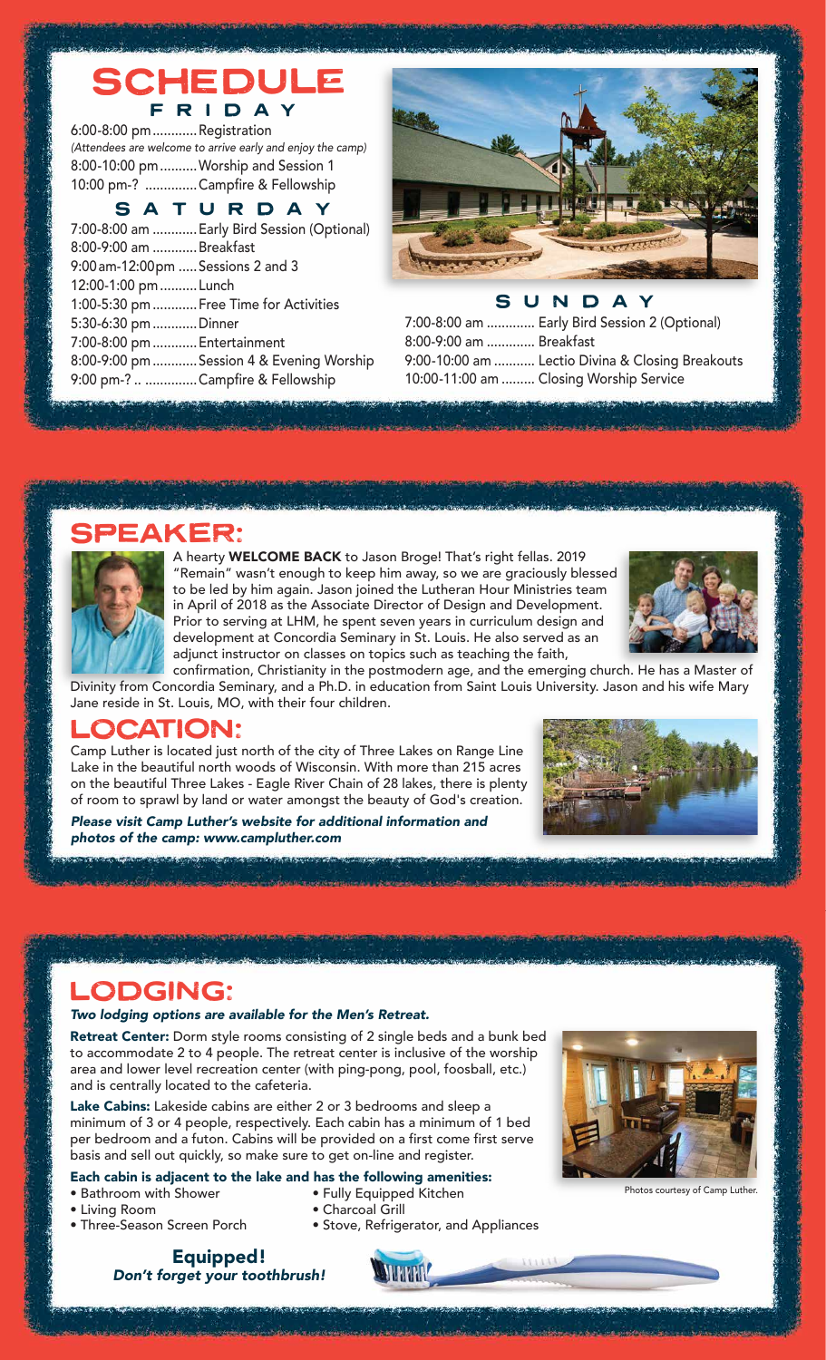# SCHEDULE

## FRIDAY

6:00-8:00 pm ............ Registration
*(Attendees are welcome to arrive early and enjoy the camp)*
8:00-10:00 pm .......... Worship and Session 1
10:00 pm-? .............. Campfire & Fellowship

## SATURDAY

7:00-8:00 am ............ Early Bird Session (Optional)
8:00-9:00 am ............ Breakfast
9:00 am-12:00 pm ..... Sessions 2 and 3
12:00-1:00 pm .......... Lunch
1:00-5:30 pm ............ Free Time for Activities
5:30-6:30 pm ............ Dinner
7:00-8:00 pm ............ Entertainment
8:00-9:00 pm ............ Session 4 & Evening Worship
9:00 pm-? .. .............. Campfire & Fellowship

## SUNDAY

7:00-8:00 am ............. Early Bird Session 2 (Optional)
8:00-9:00 am ............. Breakfast
9:00-10:00 am ........... Lectio Divina & Closing Breakouts
10:00-11:00 am ......... Closing Worship Service

# SPEAKER:

A hearty **WELCOME BACK** to Jason Broge! That's right fellas. 2019 "Remain" wasn't enough to keep him away, so we are graciously blessed to be led by him again. Jason joined the Lutheran Hour Ministries team in April of 2018 as the Associate Director of Design and Development. Prior to serving at LHM, he spent seven years in curriculum design and development at Concordia Seminary in St. Louis. He also served as an adjunct instructor on classes on topics such as teaching the faith, confirmation, Christianity in the postmodern age, and the emerging church. He has a Master of Divinity from Concordia Seminary, and a Ph.D. in education from Saint Louis University. Jason and his wife Mary Jane reside in St. Louis, MO, with their four children.

# LOCATION:

Camp Luther is located just north of the city of Three Lakes on Range Line Lake in the beautiful north woods of Wisconsin. With more than 215 acres on the beautiful Three Lakes - Eagle River Chain of 28 lakes, there is plenty of room to sprawl by land or water amongst the beauty of God's creation.

***Please visit Camp Luther's website for additional information and photos of the camp: www.campluther.com***

# LODGING:

***Two lodging options are available for the Men's Retreat.***

**Retreat Center:** Dorm style rooms consisting of 2 single beds and a bunk bed to accommodate 2 to 4 people. The retreat center is inclusive of the worship area and lower level recreation center (with ping-pong, pool, foosball, etc.) and is centrally located to the cafeteria.

**Lake Cabins:** Lakeside cabins are either 2 or 3 bedrooms and sleep a minimum of 3 or 4 people, respectively. Each cabin has a minimum of 1 bed per bedroom and a futon. Cabins will be provided on a first come first serve basis and sell out quickly, so make sure to get on-line and register.

**Each cabin is adjacent to the lake and has the following amenities:**

- Bathroom with Shower
- Living Room
- Three-Season Screen Porch
- Fully Equipped Kitchen
- Charcoal Grill
- Stove, Refrigerator, and Appliances

Photos courtesy of Camp Luther.

**Equipped!**
***Don't forget your toothbrush!***